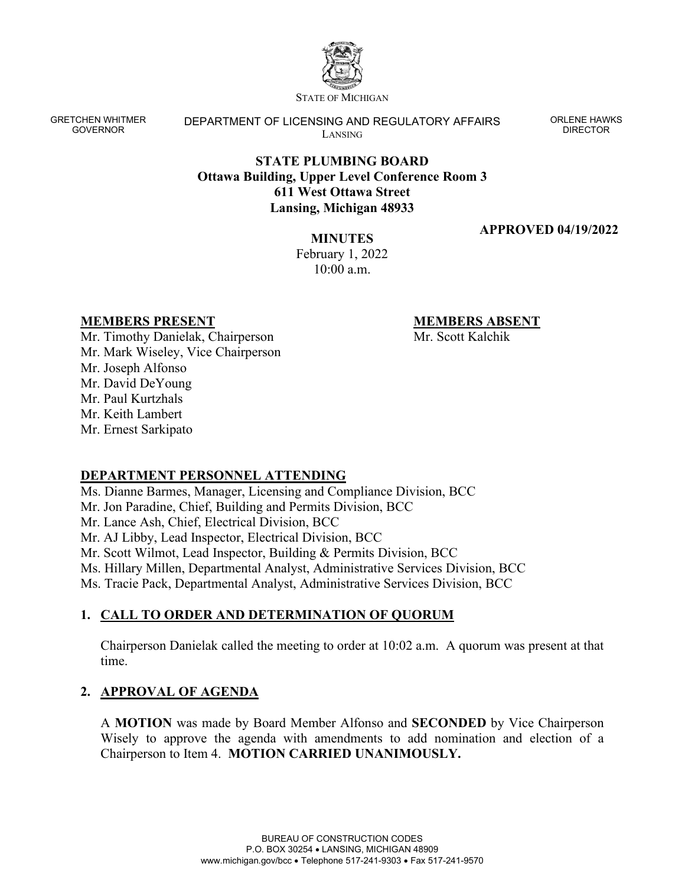STATE OF MICHIGAN

GRETCHEN WHITMER
GOVERNOR

DEPARTMENT OF LICENSING AND REGULATORY AFFAIRS
LANSING

ORLENE HAWKS
DIRECTOR

# STATE PLUMBING BOARD
**Ottawa Building, Upper Level Conference Room 3**
**611 West Ottawa Street**
**Lansing, Michigan 48933**

**APPROVED 04/19/2022**

**MINUTES**
February 1, 2022
10:00 a.m.

**MEMBERS PRESENT**

Mr. Timothy Danielak, Chairperson
Mr. Mark Wiseley, Vice Chairperson
Mr. Joseph Alfonso
Mr. David DeYoung
Mr. Paul Kurtzhals
Mr. Keith Lambert
Mr. Ernest Sarkipato

**MEMBERS ABSENT**

Mr. Scott Kalchik

**DEPARTMENT PERSONNEL ATTENDING**

Ms. Dianne Barmes, Manager, Licensing and Compliance Division, BCC
Mr. Jon Paradine, Chief, Building and Permits Division, BCC
Mr. Lance Ash, Chief, Electrical Division, BCC
Mr. AJ Libby, Lead Inspector, Electrical Division, BCC
Mr. Scott Wilmot, Lead Inspector, Building & Permits Division, BCC
Ms. Hillary Millen, Departmental Analyst, Administrative Services Division, BCC
Ms. Tracie Pack, Departmental Analyst, Administrative Services Division, BCC

## 1. CALL TO ORDER AND DETERMINATION OF QUORUM

Chairperson Danielak called the meeting to order at 10:02 a.m. A quorum was present at that time.

## 2. APPROVAL OF AGENDA

A **MOTION** was made by Board Member Alfonso and **SECONDED** by Vice Chairperson Wisely to approve the agenda with amendments to add nomination and election of a Chairperson to Item 4. **MOTION CARRIED UNANIMOUSLY.**

BUREAU OF CONSTRUCTION CODES
P.O. BOX 30254 • LANSING, MICHIGAN 48909
www.michigan.gov/bcc • Telephone 517-241-9303 • Fax 517-241-9570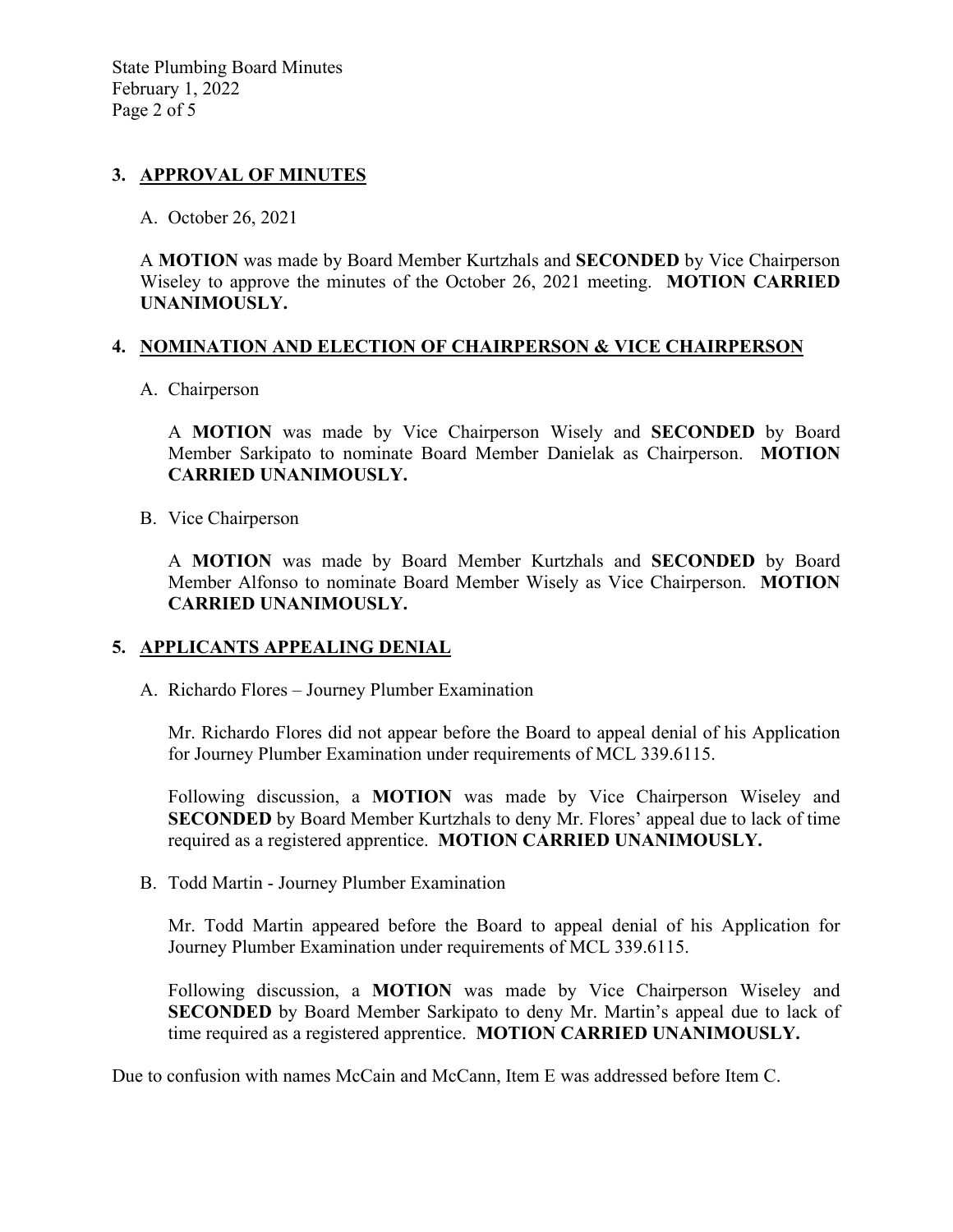## 3. APPROVAL OF MINUTES

A. October 26, 2021

A **MOTION** was made by Board Member Kurtzhals and **SECONDED** by Vice Chairperson Wiseley to approve the minutes of the October 26, 2021 meeting. **MOTION CARRIED UNANIMOUSLY.**

## 4. NOMINATION AND ELECTION OF CHAIRPERSON & VICE CHAIRPERSON

A. Chairperson

A **MOTION** was made by Vice Chairperson Wisely and **SECONDED** by Board Member Sarkipato to nominate Board Member Danielak as Chairperson. **MOTION CARRIED UNANIMOUSLY.**

B. Vice Chairperson

A **MOTION** was made by Board Member Kurtzhals and **SECONDED** by Board Member Alfonso to nominate Board Member Wisely as Vice Chairperson. **MOTION CARRIED UNANIMOUSLY.**

## 5. APPLICANTS APPEALING DENIAL

A. Richardo Flores – Journey Plumber Examination

Mr. Richardo Flores did not appear before the Board to appeal denial of his Application for Journey Plumber Examination under requirements of MCL 339.6115.

Following discussion, a **MOTION** was made by Vice Chairperson Wiseley and **SECONDED** by Board Member Kurtzhals to deny Mr. Flores' appeal due to lack of time required as a registered apprentice. **MOTION CARRIED UNANIMOUSLY.**

B. Todd Martin - Journey Plumber Examination

Mr. Todd Martin appeared before the Board to appeal denial of his Application for Journey Plumber Examination under requirements of MCL 339.6115.

Following discussion, a **MOTION** was made by Vice Chairperson Wiseley and **SECONDED** by Board Member Sarkipato to deny Mr. Martin's appeal due to lack of time required as a registered apprentice. **MOTION CARRIED UNANIMOUSLY.**

Due to confusion with names McCain and McCann, Item E was addressed before Item C.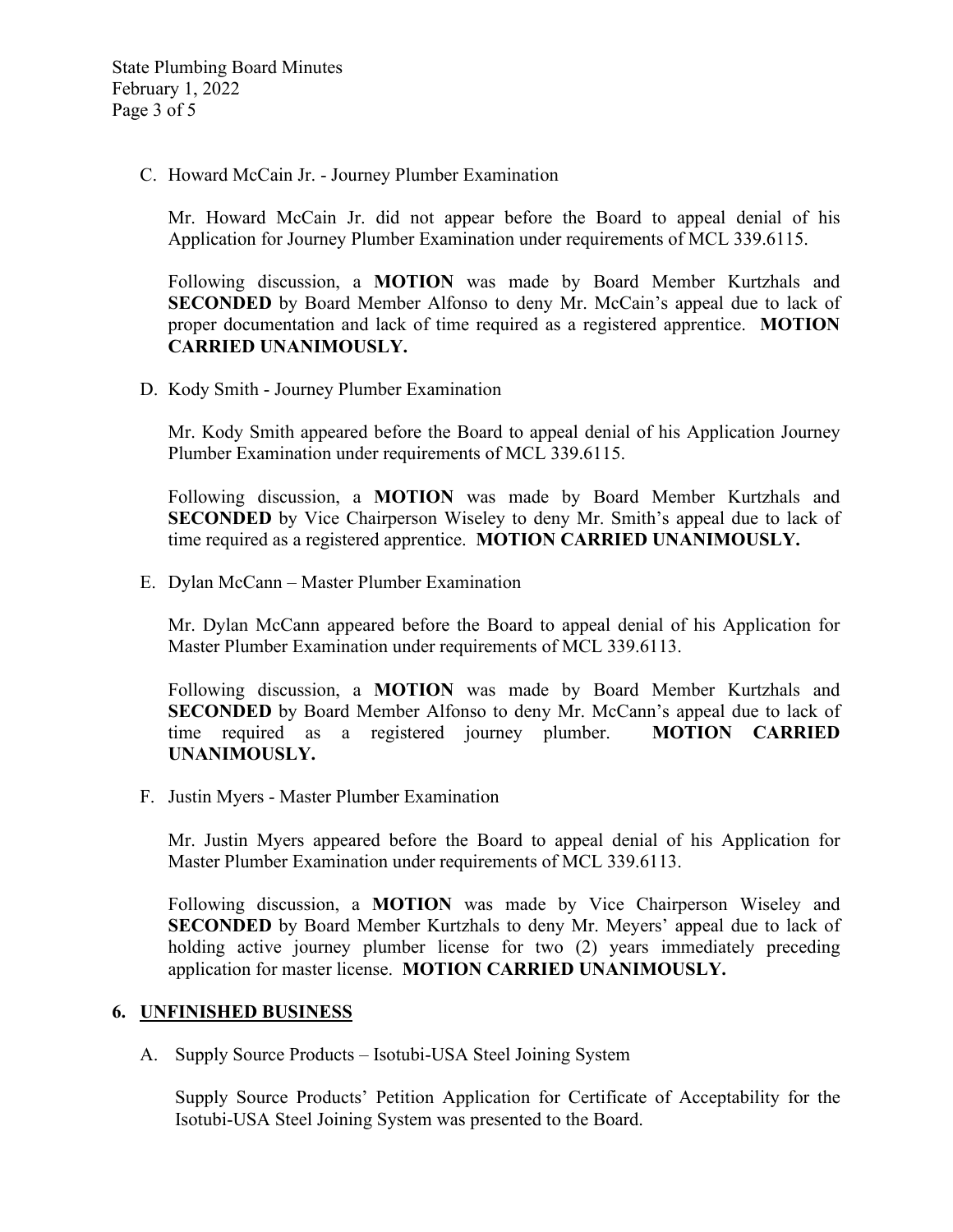C. Howard McCain Jr. - Journey Plumber Examination

Mr. Howard McCain Jr. did not appear before the Board to appeal denial of his Application for Journey Plumber Examination under requirements of MCL 339.6115.

Following discussion, a **MOTION** was made by Board Member Kurtzhals and **SECONDED** by Board Member Alfonso to deny Mr. McCain's appeal due to lack of proper documentation and lack of time required as a registered apprentice. **MOTION CARRIED UNANIMOUSLY.**

D. Kody Smith - Journey Plumber Examination

Mr. Kody Smith appeared before the Board to appeal denial of his Application Journey Plumber Examination under requirements of MCL 339.6115.

Following discussion, a **MOTION** was made by Board Member Kurtzhals and **SECONDED** by Vice Chairperson Wiseley to deny Mr. Smith's appeal due to lack of time required as a registered apprentice. **MOTION CARRIED UNANIMOUSLY.**

E. Dylan McCann – Master Plumber Examination

Mr. Dylan McCann appeared before the Board to appeal denial of his Application for Master Plumber Examination under requirements of MCL 339.6113.

Following discussion, a **MOTION** was made by Board Member Kurtzhals and **SECONDED** by Board Member Alfonso to deny Mr. McCann's appeal due to lack of time required as a registered journey plumber. **MOTION CARRIED UNANIMOUSLY.**

F. Justin Myers - Master Plumber Examination

Mr. Justin Myers appeared before the Board to appeal denial of his Application for Master Plumber Examination under requirements of MCL 339.6113.

Following discussion, a **MOTION** was made by Vice Chairperson Wiseley and **SECONDED** by Board Member Kurtzhals to deny Mr. Meyers' appeal due to lack of holding active journey plumber license for two (2) years immediately preceding application for master license. **MOTION CARRIED UNANIMOUSLY.**

## 6. UNFINISHED BUSINESS

A. Supply Source Products – Isotubi-USA Steel Joining System

Supply Source Products' Petition Application for Certificate of Acceptability for the Isotubi-USA Steel Joining System was presented to the Board.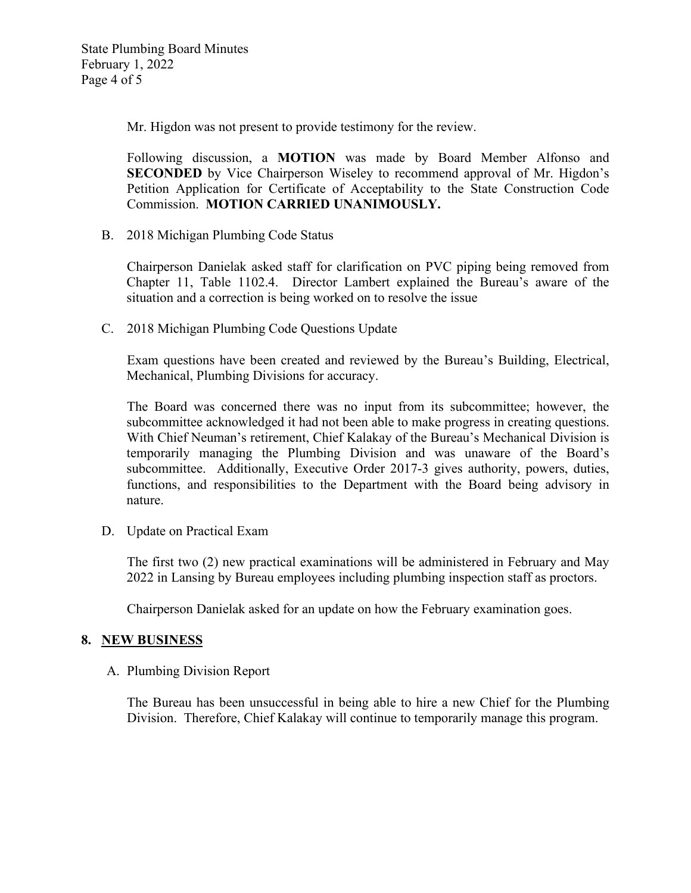Mr. Higdon was not present to provide testimony for the review.

Following discussion, a **MOTION** was made by Board Member Alfonso and **SECONDED** by Vice Chairperson Wiseley to recommend approval of Mr. Higdon's Petition Application for Certificate of Acceptability to the State Construction Code Commission. **MOTION CARRIED UNANIMOUSLY.**

B. 2018 Michigan Plumbing Code Status

Chairperson Danielak asked staff for clarification on PVC piping being removed from Chapter 11, Table 1102.4. Director Lambert explained the Bureau's aware of the situation and a correction is being worked on to resolve the issue

C. 2018 Michigan Plumbing Code Questions Update

Exam questions have been created and reviewed by the Bureau's Building, Electrical, Mechanical, Plumbing Divisions for accuracy.

The Board was concerned there was no input from its subcommittee; however, the subcommittee acknowledged it had not been able to make progress in creating questions. With Chief Neuman's retirement, Chief Kalakay of the Bureau's Mechanical Division is temporarily managing the Plumbing Division and was unaware of the Board's subcommittee. Additionally, Executive Order 2017-3 gives authority, powers, duties, functions, and responsibilities to the Department with the Board being advisory in nature.

D. Update on Practical Exam

The first two (2) new practical examinations will be administered in February and May 2022 in Lansing by Bureau employees including plumbing inspection staff as proctors.

Chairperson Danielak asked for an update on how the February examination goes.

## 8. NEW BUSINESS

A. Plumbing Division Report

The Bureau has been unsuccessful in being able to hire a new Chief for the Plumbing Division. Therefore, Chief Kalakay will continue to temporarily manage this program.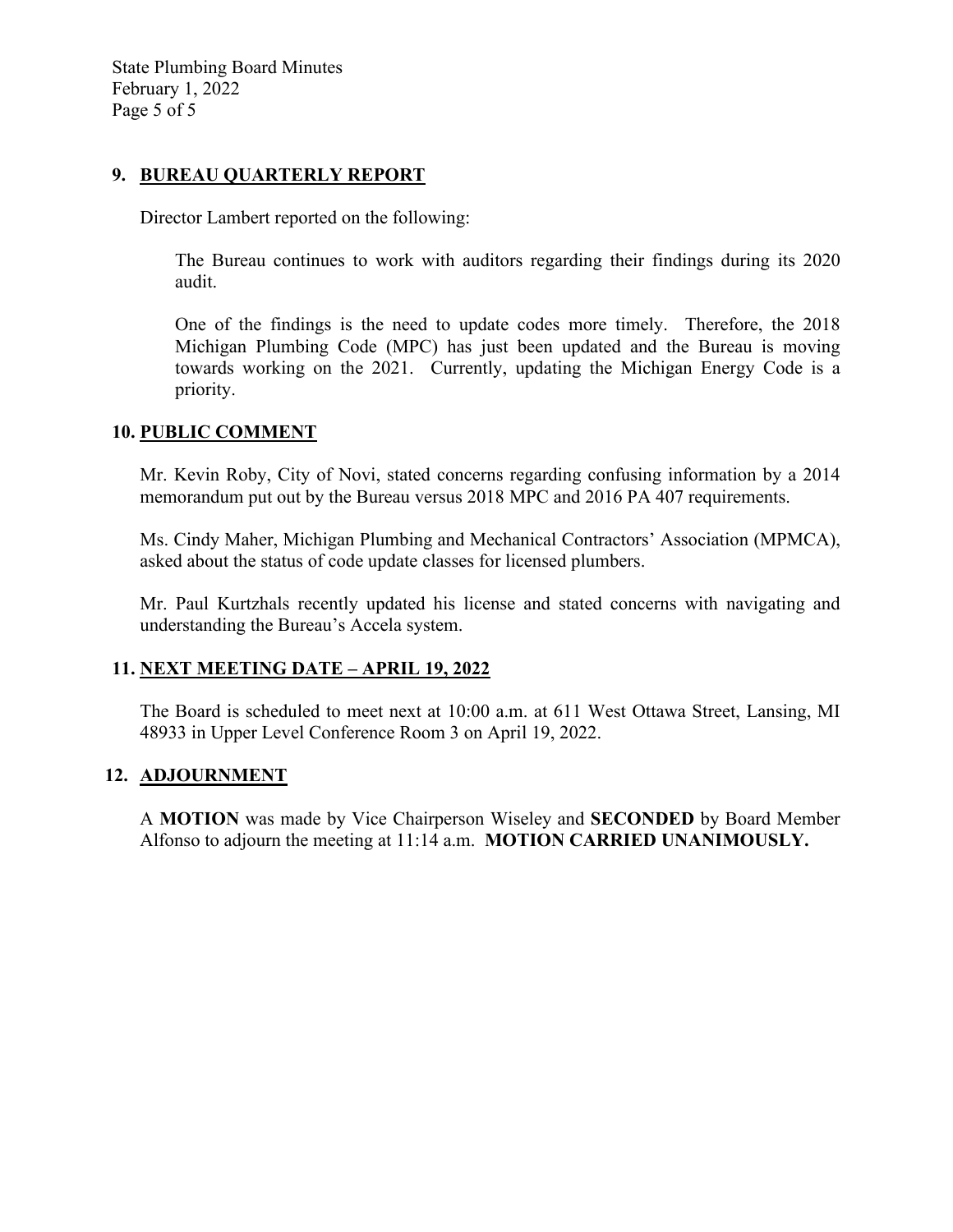## 9. BUREAU QUARTERLY REPORT

Director Lambert reported on the following:

> The Bureau continues to work with auditors regarding their findings during its 2020 audit.
>
> One of the findings is the need to update codes more timely. Therefore, the 2018 Michigan Plumbing Code (MPC) has just been updated and the Bureau is moving towards working on the 2021. Currently, updating the Michigan Energy Code is a priority.

## 10. PUBLIC COMMENT

Mr. Kevin Roby, City of Novi, stated concerns regarding confusing information by a 2014 memorandum put out by the Bureau versus 2018 MPC and 2016 PA 407 requirements.

Ms. Cindy Maher, Michigan Plumbing and Mechanical Contractors' Association (MPMCA), asked about the status of code update classes for licensed plumbers.

Mr. Paul Kurtzhals recently updated his license and stated concerns with navigating and understanding the Bureau's Accela system.

## 11. NEXT MEETING DATE – APRIL 19, 2022

The Board is scheduled to meet next at 10:00 a.m. at 611 West Ottawa Street, Lansing, MI 48933 in Upper Level Conference Room 3 on April 19, 2022.

## 12. ADJOURNMENT

A **MOTION** was made by Vice Chairperson Wiseley and **SECONDED** by Board Member Alfonso to adjourn the meeting at 11:14 a.m. **MOTION CARRIED UNANIMOUSLY.**